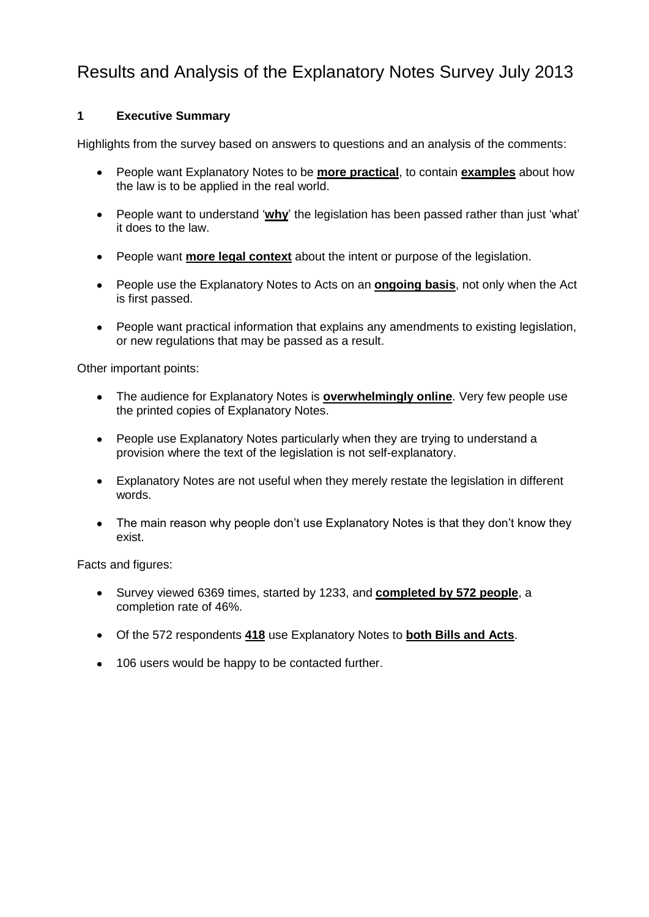# Results and Analysis of the Explanatory Notes Survey July 2013

## 1 Executive Summary

Highlights from the survey based on answers to questions and an analysis of the comments:

- People want Explanatory Notes to be **more practical**, to contain **examples** about how the law is to be applied in the real world.
- People want to understand '**why**' the legislation has been passed rather than just 'what' it does to the law.
- People want **more legal context** about the intent or purpose of the legislation.
- People use the Explanatory Notes to Acts on an **ongoing basis**, not only when the Act is first passed.
- People want practical information that explains any amendments to existing legislation, or new regulations that may be passed as a result.

Other important points:

- The audience for Explanatory Notes is **overwhelmingly online**. Very few people use the printed copies of Explanatory Notes.
- People use Explanatory Notes particularly when they are trying to understand a provision where the text of the legislation is not self-explanatory.
- Explanatory Notes are not useful when they merely restate the legislation in different words.
- The main reason why people don't use Explanatory Notes is that they don't know they exist.

Facts and figures:

- Survey viewed 6369 times, started by 1233, and **completed by 572 people**, a completion rate of 46%.
- Of the 572 respondents **418** use Explanatory Notes to **both Bills and Acts**.
- 106 users would be happy to be contacted further.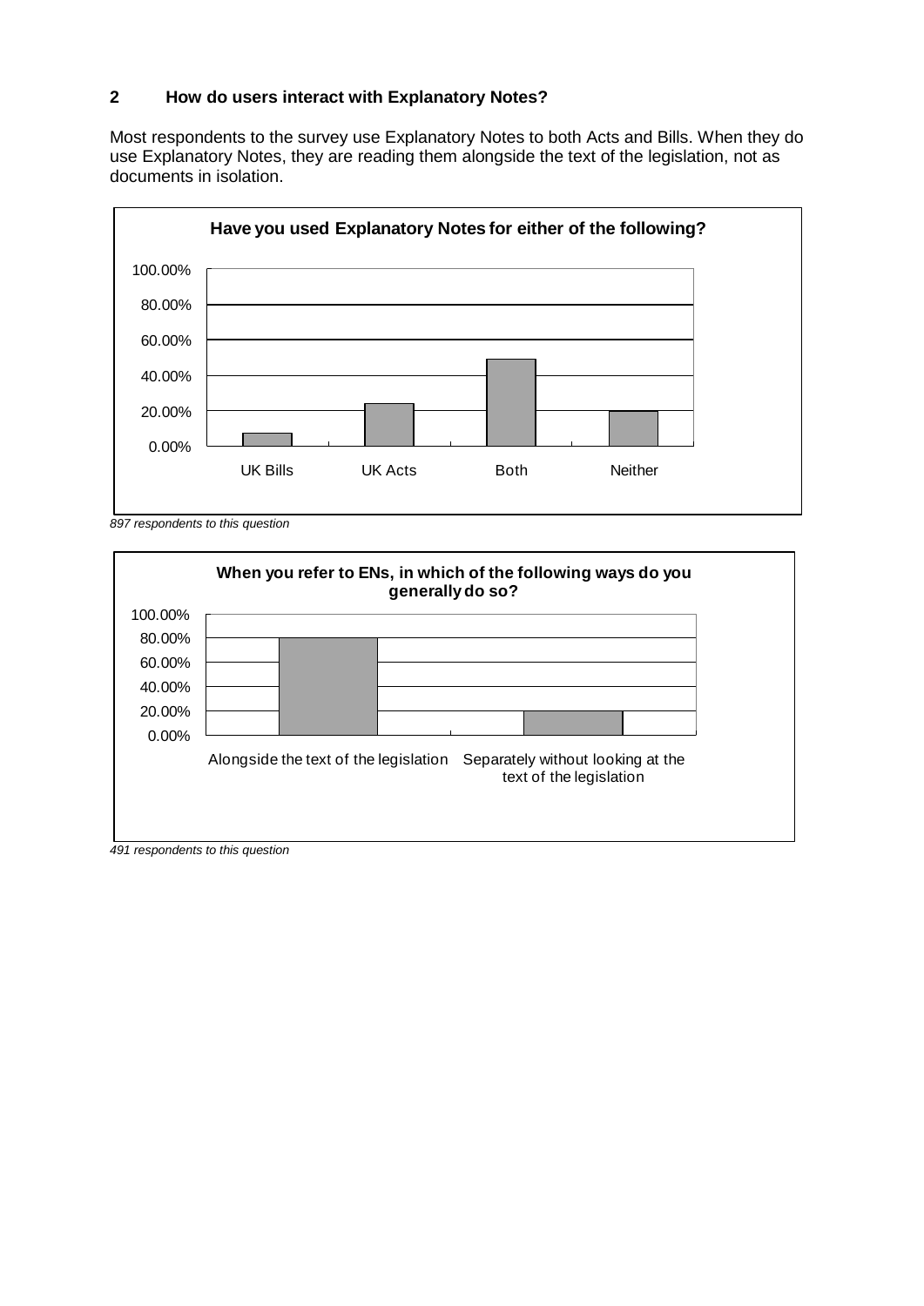## 2 How do users interact with Explanatory Notes?

Most respondents to the survey use Explanatory Notes to both Acts and Bills. When they do use Explanatory Notes, they are reading them alongside the text of the legislation, not as documents in isolation.

**Have you used Explanatory Notes for either of the following?**

100.00%
80.00%
60.00%
40.00%
20.00%
0.00%

UK Bills
UK Acts
Both
Neither

*897 respondents to this question*

**When you refer to ENs, in which of the following ways do you generally do so?**

100.00%
80.00%
60.00%
40.00%
20.00%
0.00%

Alongside the text of the legislation
Separately without looking at the text of the legislation

*491 respondents to this question*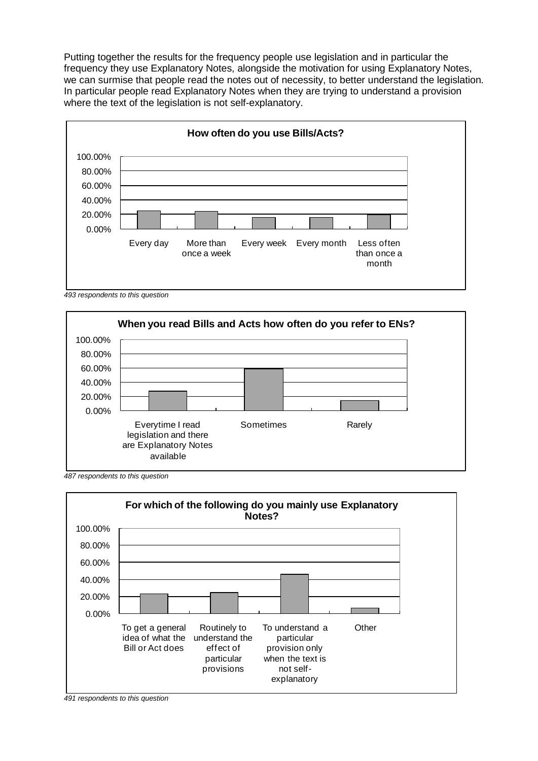Putting together the results for the frequency people use legislation and in particular the frequency they use Explanatory Notes, alongside the motivation for using Explanatory Notes, we can surmise that people read the notes out of necessity, to better understand the legislation. In particular people read Explanatory Notes when they are trying to understand a provision where the text of the legislation is not self-explanatory.

**How often do you use Bills/Acts?**

100.00%
80.00%
60.00%
40.00%
20.00%
0.00%

Every day | More than once a week | Every week | Every month | Less often than once a month

*493 respondents to this question*

**When you read Bills and Acts how often do you refer to ENs?**

100.00%
80.00%
60.00%
40.00%
20.00%
0.00%

Everytime I read legislation and there are Explanatory Notes available | Sometimes | Rarely

*487 respondents to this question*

**For which of the following do you mainly use Explanatory Notes?**

100.00%
80.00%
60.00%
40.00%
20.00%
0.00%

To get a general idea of what the Bill or Act does | Routinely to understand the effect of particular provisions | To understand a particular provision only when the text is not self-explanatory | Other

*491 respondents to this question*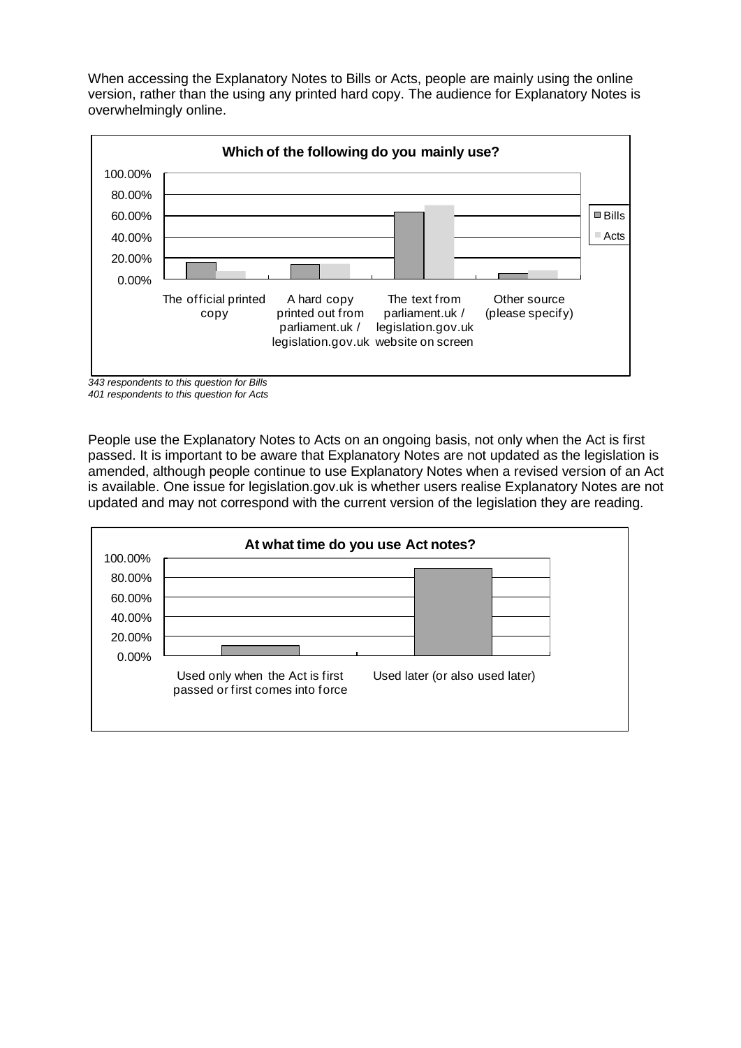When accessing the Explanatory Notes to Bills or Acts, people are mainly using the online version, rather than the using any printed hard copy. The audience for Explanatory Notes is overwhelmingly online.

**Which of the following do you mainly use?**

100.00%
80.00%
60.00%
40.00%
20.00%
0.00%

The official printed copy
A hard copy printed out from parliament.uk / legislation.gov.uk
The text from parliament.uk / legislation.gov.uk website on screen
Other source (please specify)

Bills
Acts

*343 respondents to this question for Bills*
*401 respondents to this question for Acts*

People use the Explanatory Notes to Acts on an ongoing basis, not only when the Act is first passed. It is important to be aware that Explanatory Notes are not updated as the legislation is amended, although people continue to use Explanatory Notes when a revised version of an Act is available. One issue for legislation.gov.uk is whether users realise Explanatory Notes are not updated and may not correspond with the current version of the legislation they are reading.

**At what time do you use Act notes?**

100.00%
80.00%
60.00%
40.00%
20.00%
0.00%

Used only when the Act is first passed or first comes into force
Used later (or also used later)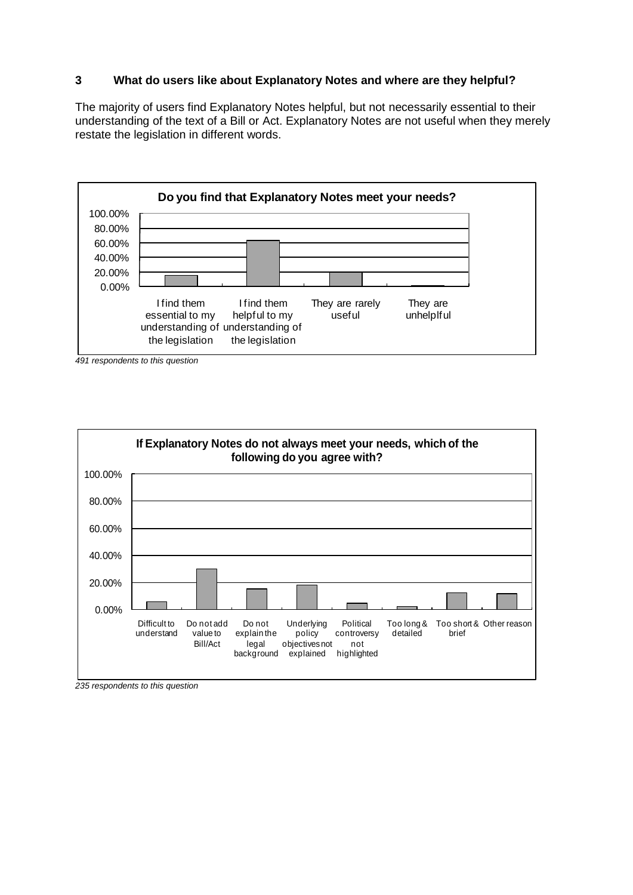## 3 What do users like about Explanatory Notes and where are they helpful?

The majority of users find Explanatory Notes helpful, but not necessarily essential to their understanding of the text of a Bill or Act. Explanatory Notes are not useful when they merely restate the legislation in different words.

**Do you find that Explanatory Notes meet your needs?**

100.00%
80.00%
60.00%
40.00%
20.00%
0.00%

I find them essential to my understanding of the legislation
I find them helpful to my understanding of the legislation
They are rarely useful
They are unhelplful

*491 respondents to this question*

**If Explanatory Notes do not always meet your needs, which of the following do you agree with?**

100.00%
80.00%
60.00%
40.00%
20.00%
0.00%

Difficult to understand
Do not add value to Bill/Act
Do not explain the legal background
Underlying policy objectives not explained
Political controversy not highlighted
Too long & detailed
Too short & brief
Other reason

*235 respondents to this question*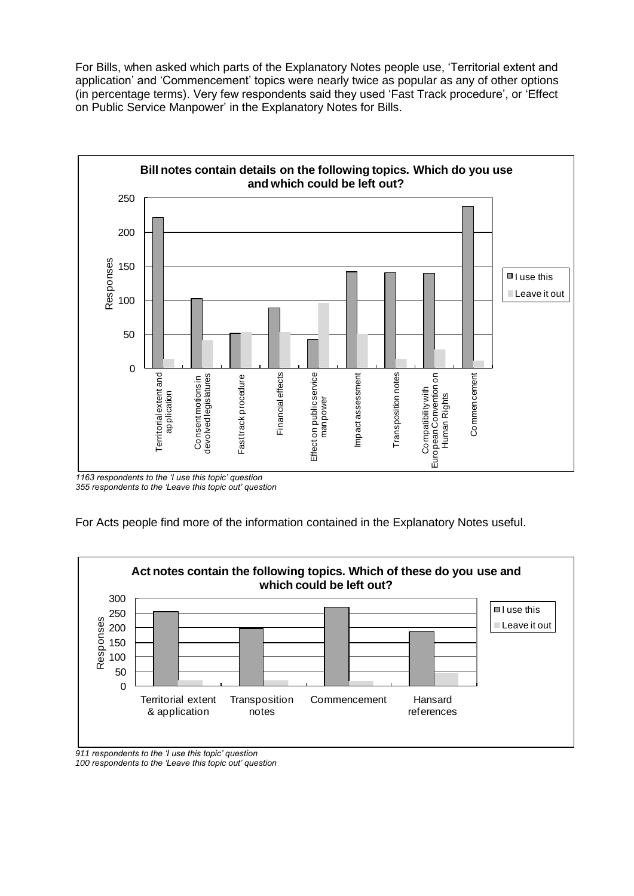For Bills, when asked which parts of the Explanatory Notes people use, 'Territorial extent and application' and 'Commencement' topics were nearly twice as popular as any of other options (in percentage terms). Very few respondents said they used 'Fast Track procedure', or 'Effect on Public Service Manpower' in the Explanatory Notes for Bills.

**Bill notes contain details on the following topics. Which do you use and which could be left out?**

Responses

0
50
100
150
200
250

Territorial extent and application
Consent motions in devolved legislatures
Fast track procedure
Financial effects
Effect on public service manpower
Impact assessment
Transposition notes
Compatibility with European Convention on Human Rights
Commencement

I use this
Leave it out

*1163 respondents to the 'I use this topic' question*
*355 respondents to the 'Leave this topic out' question*

For Acts people find more of the information contained in the Explanatory Notes useful.

**Act notes contain the following topics. Which of these do you use and which could be left out?**

Responses

0
50
100
150
200
250
300

Territorial extent & application
Transposition notes
Commencement
Hansard references

I use this
Leave it out

*911 respondents to the 'I use this topic' question*
*100 respondents to the 'Leave this topic out' question*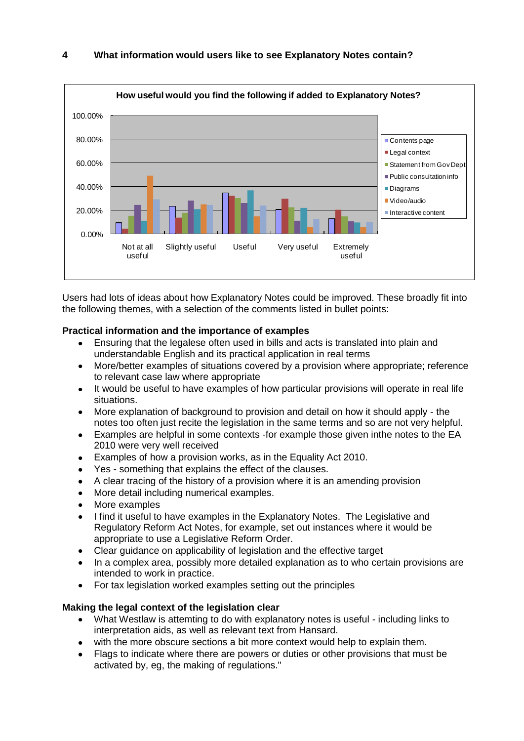## 4 What information would users like to see Explanatory Notes contain?

How useful would you find the following if added to Explanatory Notes?

100.00%
80.00%
60.00%
40.00%
20.00%
0.00%

Not at all useful
Slightly useful
Useful
Very useful
Extremely useful

Contents page
Legal context
Statement from Gov Dept
Public consultation info
Diagrams
Video/audio
Interactive content

Users had lots of ideas about how Explanatory Notes could be improved. These broadly fit into the following themes, with a selection of the comments listed in bullet points:

**Practical information and the importance of examples**

- Ensuring that the legalese often used in bills and acts is translated into plain and understandable English and its practical application in real terms
- More/better examples of situations covered by a provision where appropriate; reference to relevant case law where appropriate
- It would be useful to have examples of how particular provisions will operate in real life situations.
- More explanation of background to provision and detail on how it should apply - the notes too often just recite the legislation in the same terms and so are not very helpful.
- Examples are helpful in some contexts -for example those given inthe notes to the EA 2010 were very well received
- Examples of how a provision works, as in the Equality Act 2010.
- Yes - something that explains the effect of the clauses.
- A clear tracing of the history of a provision where it is an amending provision
- More detail including numerical examples.
- More examples
- I find it useful to have examples in the Explanatory Notes. The Legislative and Regulatory Reform Act Notes, for example, set out instances where it would be appropriate to use a Legislative Reform Order.
- Clear guidance on applicability of legislation and the effective target
- In a complex area, possibly more detailed explanation as to who certain provisions are intended to work in practice.
- For tax legislation worked examples setting out the principles

**Making the legal context of the legislation clear**

- What Westlaw is attemting to do with explanatory notes is useful - including links to interpretation aids, as well as relevant text from Hansard.
- with the more obscure sections a bit more context would help to explain them.
- Flags to indicate where there are powers or duties or other provisions that must be activated by, eg, the making of regulations."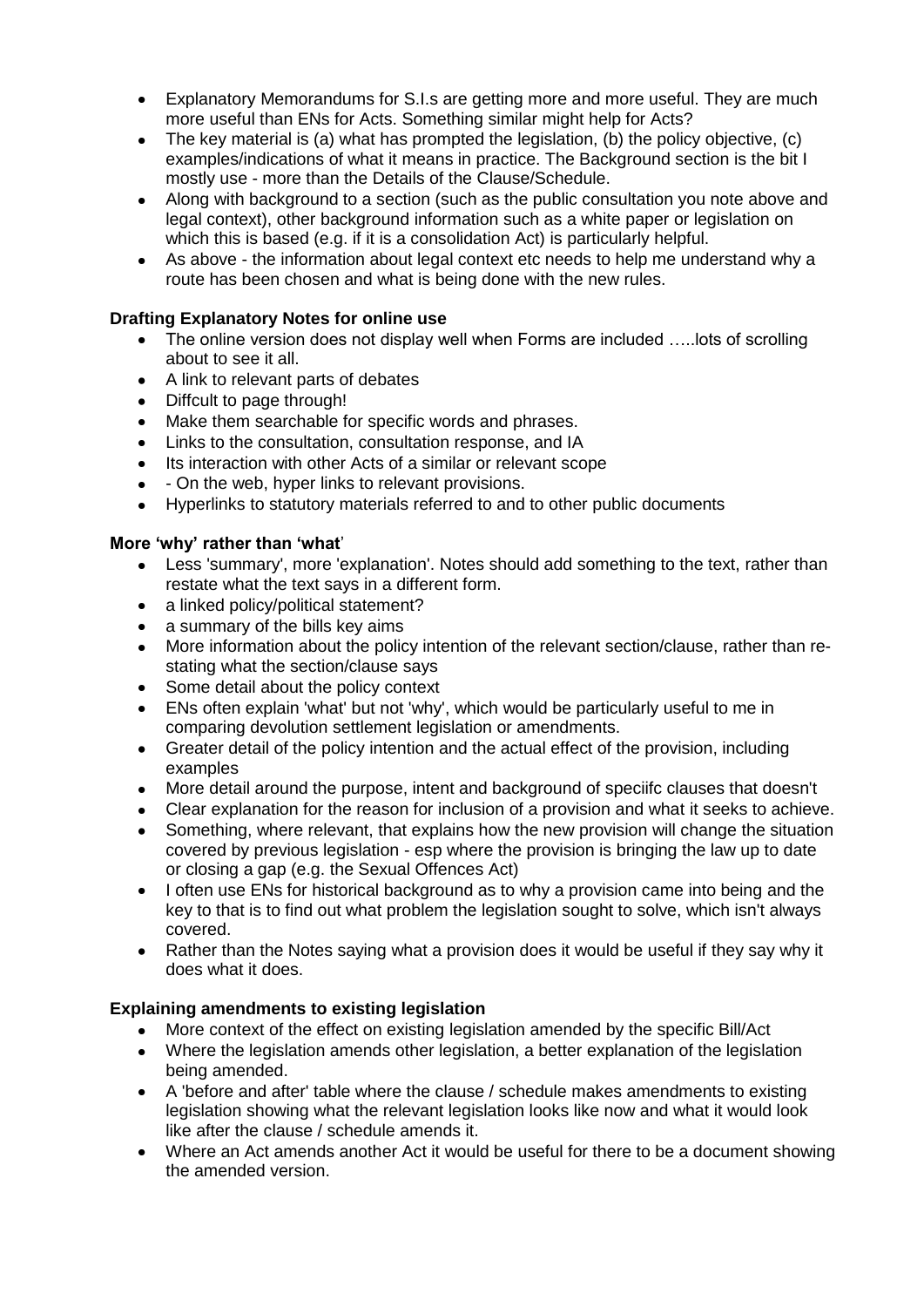- Explanatory Memorandums for S.I.s are getting more and more useful. They are much more useful than ENs for Acts. Something similar might help for Acts?
- The key material is (a) what has prompted the legislation, (b) the policy objective, (c) examples/indications of what it means in practice. The Background section is the bit I mostly use - more than the Details of the Clause/Schedule.
- Along with background to a section (such as the public consultation you note above and legal context), other background information such as a white paper or legislation on which this is based (e.g. if it is a consolidation Act) is particularly helpful.
- As above - the information about legal context etc needs to help me understand why a route has been chosen and what is being done with the new rules.

**Drafting Explanatory Notes for online use**

- The online version does not display well when Forms are included …..lots of scrolling about to see it all.
- A link to relevant parts of debates
- Diffcult to page through!
- Make them searchable for specific words and phrases.
- Links to the consultation, consultation response, and IA
- Its interaction with other Acts of a similar or relevant scope
- - On the web, hyper links to relevant provisions.
- Hyperlinks to statutory materials referred to and to other public documents

**More 'why' rather than 'what'**

- Less 'summary', more 'explanation'. Notes should add something to the text, rather than restate what the text says in a different form.
- a linked policy/political statement?
- a summary of the bills key aims
- More information about the policy intention of the relevant section/clause, rather than re-stating what the section/clause says
- Some detail about the policy context
- ENs often explain 'what' but not 'why', which would be particularly useful to me in comparing devolution settlement legislation or amendments.
- Greater detail of the policy intention and the actual effect of the provision, including examples
- More detail around the purpose, intent and background of speciifc clauses that doesn't
- Clear explanation for the reason for inclusion of a provision and what it seeks to achieve.
- Something, where relevant, that explains how the new provision will change the situation covered by previous legislation - esp where the provision is bringing the law up to date or closing a gap (e.g. the Sexual Offences Act)
- I often use ENs for historical background as to why a provision came into being and the key to that is to find out what problem the legislation sought to solve, which isn't always covered.
- Rather than the Notes saying what a provision does it would be useful if they say why it does what it does.

**Explaining amendments to existing legislation**

- More context of the effect on existing legislation amended by the specific Bill/Act
- Where the legislation amends other legislation, a better explanation of the legislation being amended.
- A 'before and after' table where the clause / schedule makes amendments to existing legislation showing what the relevant legislation looks like now and what it would look like after the clause / schedule amends it.
- Where an Act amends another Act it would be useful for there to be a document showing the amended version.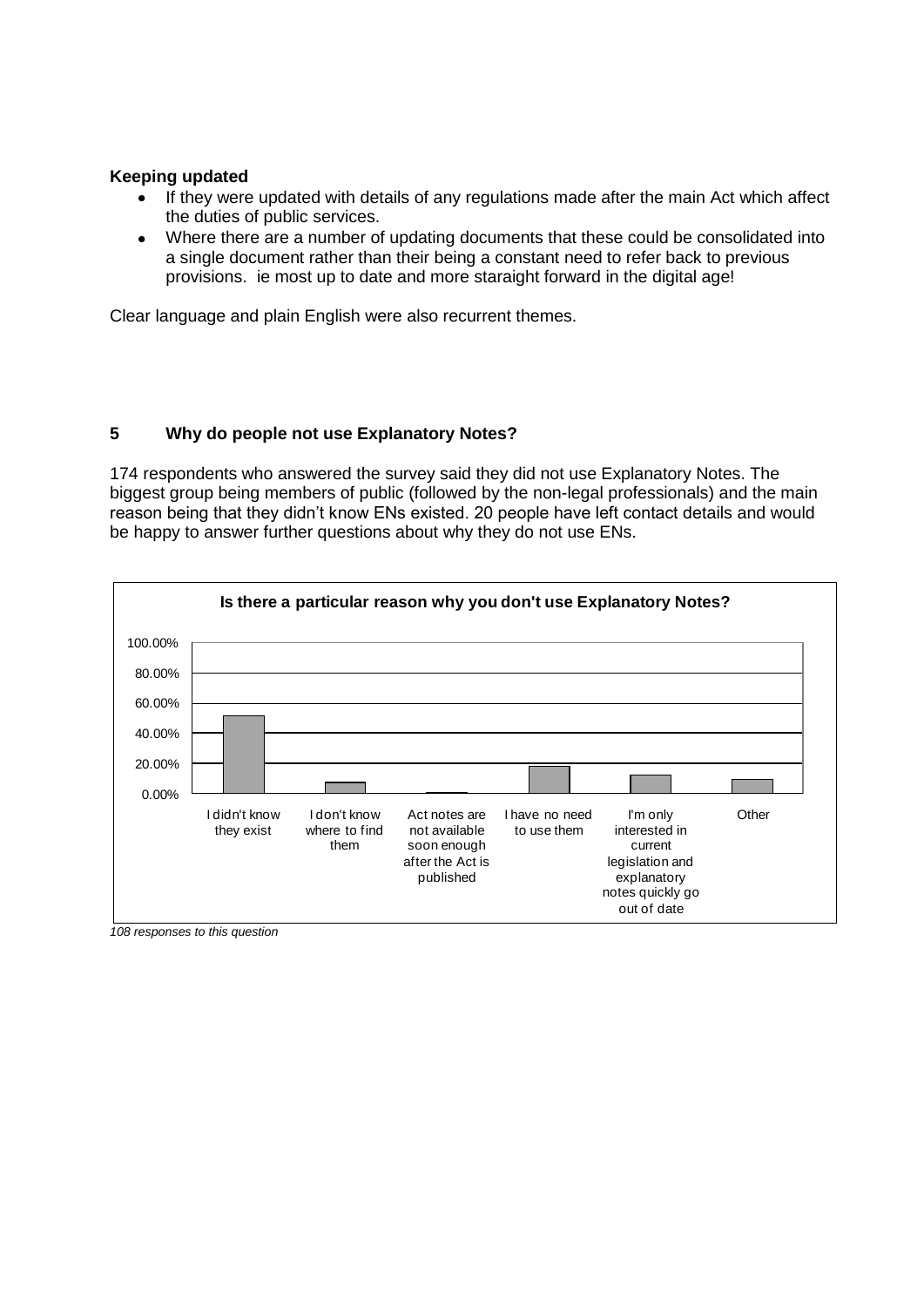**Keeping updated**

- If they were updated with details of any regulations made after the main Act which affect the duties of public services.
- Where there are a number of updating documents that these could be consolidated into a single document rather than their being a constant need to refer back to previous provisions. ie most up to date and more staraight forward in the digital age!

Clear language and plain English were also recurrent themes.

## 5 Why do people not use Explanatory Notes?

174 respondents who answered the survey said they did not use Explanatory Notes. The biggest group being members of public (followed by the non-legal professionals) and the main reason being that they didn't know ENs existed. 20 people have left contact details and would be happy to answer further questions about why they do not use ENs.

**Is there a particular reason why you don't use Explanatory Notes?**

100.00%
80.00%
60.00%
40.00%
20.00%
0.00%

I didn't know they exist
I don't know where to find them
Act notes are not available soon enough after the Act is published
I have no need to use them
I'm only interested in current legislation and explanatory notes quickly go out of date
Other

*108 responses to this question*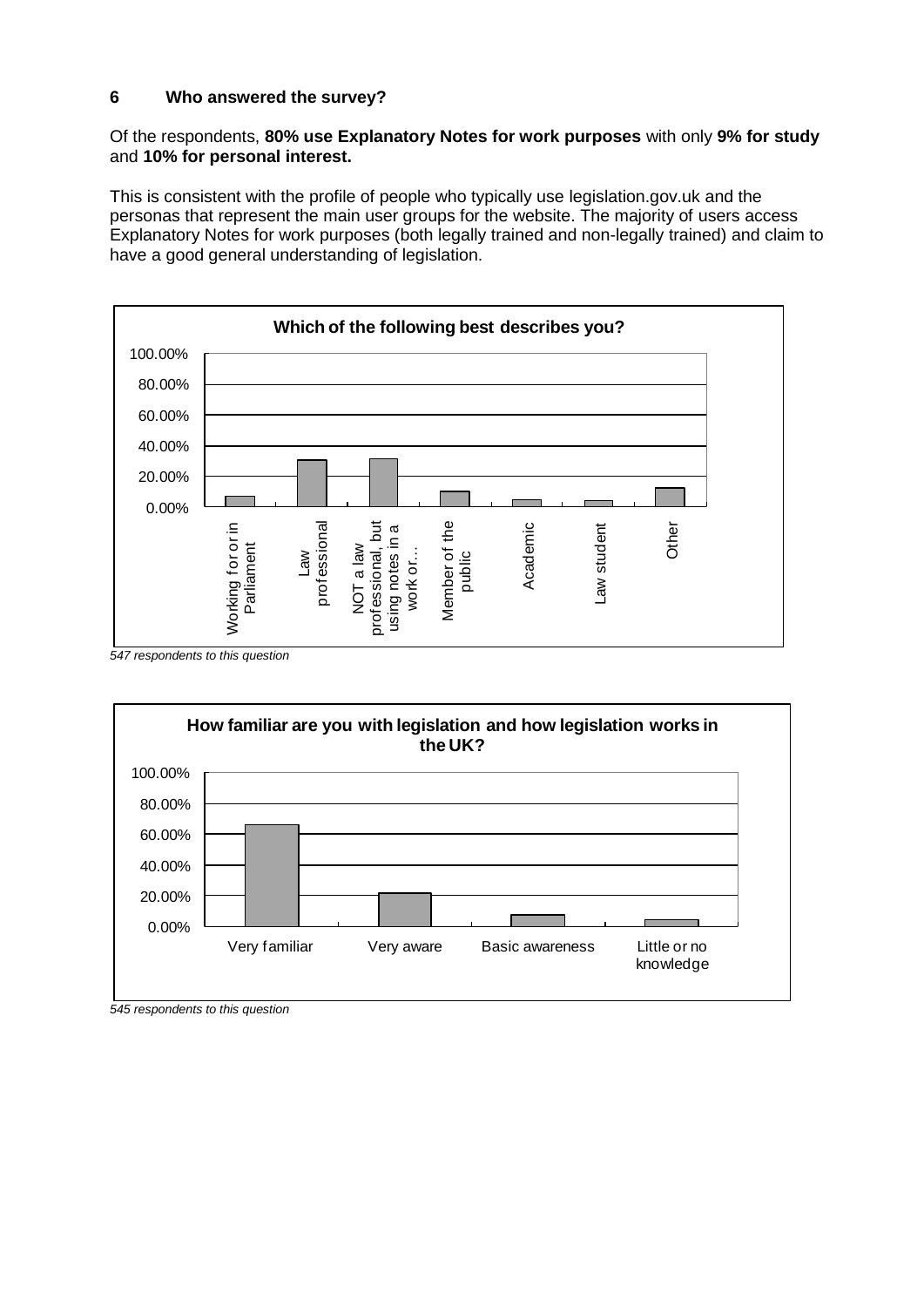## 6 Who answered the survey?

Of the respondents, **80% use Explanatory Notes for work purposes** with only **9% for study** and **10% for personal interest.**

This is consistent with the profile of people who typically use legislation.gov.uk and the personas that represent the main user groups for the website. The majority of users access Explanatory Notes for work purposes (both legally trained and non-legally trained) and claim to have a good general understanding of legislation.

**Which of the following best describes you?**

100.00%
80.00%
60.00%
40.00%
20.00%
0.00%

Working for or in Parliament
Law professional
NOT a law professional, but using notes in a work or...
Member of the public
Academic
Law student
Other

*547 respondents to this question*

**How familiar are you with legislation and how legislation works in the UK?**

100.00%
80.00%
60.00%
40.00%
20.00%
0.00%

Very familiar
Very aware
Basic awareness
Little or no knowledge

*545 respondents to this question*